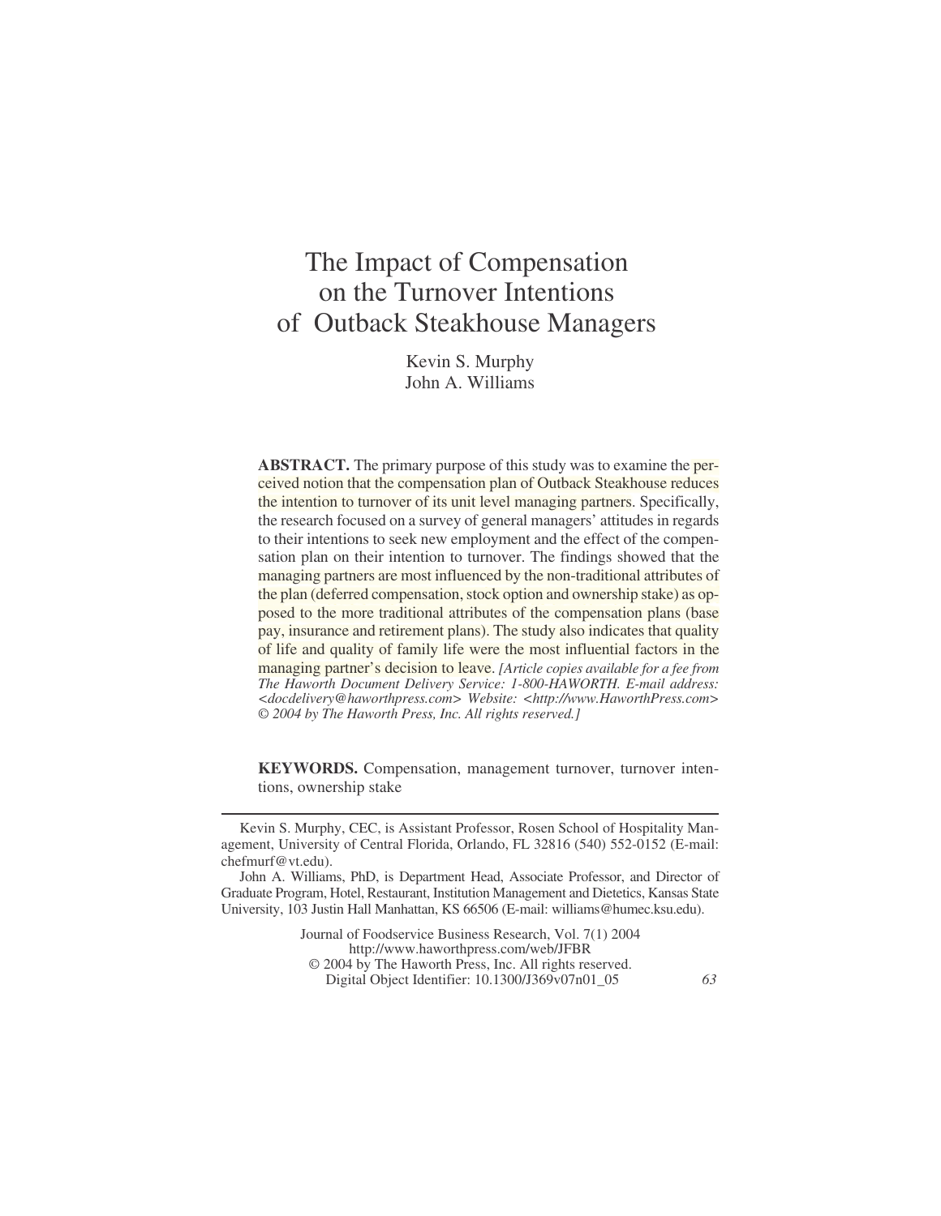# The Impact of Compensation on the Turnover Intentions of Outback Steakhouse Managers

Kevin S. Murphy
John A. Williams

**ABSTRACT.** The primary purpose of this study was to examine the perceived notion that the compensation plan of Outback Steakhouse reduces the intention to turnover of its unit level managing partners. Specifically, the research focused on a survey of general managers' attitudes in regards to their intentions to seek new employment and the effect of the compensation plan on their intention to turnover. The findings showed that the managing partners are most influenced by the non-traditional attributes of the plan (deferred compensation, stock option and ownership stake) as opposed to the more traditional attributes of the compensation plans (base pay, insurance and retirement plans). The study also indicates that quality of life and quality of family life were the most influential factors in the managing partner's decision to leave. *[Article copies available for a fee from The Haworth Document Delivery Service: 1-800-HAWORTH. E-mail address: <docdelivery@haworthpress.com> Website: <http://www.HaworthPress.com> © 2004 by The Haworth Press, Inc. All rights reserved.]*

**KEYWORDS.** Compensation, management turnover, turnover intentions, ownership stake

---

Kevin S. Murphy, CEC, is Assistant Professor, Rosen School of Hospitality Management, University of Central Florida, Orlando, FL 32816 (540) 552-0152 (E-mail: chefmurf@vt.edu).

John A. Williams, PhD, is Department Head, Associate Professor, and Director of Graduate Program, Hotel, Restaurant, Institution Management and Dietetics, Kansas State University, 103 Justin Hall Manhattan, KS 66506 (E-mail: williams@humec.ksu.edu).

Journal of Foodservice Business Research, Vol. 7(1) 2004
http://www.haworthpress.com/web/JFBR
© 2004 by The Haworth Press, Inc. All rights reserved.
Digital Object Identifier: 10.1300/J369v07n01_05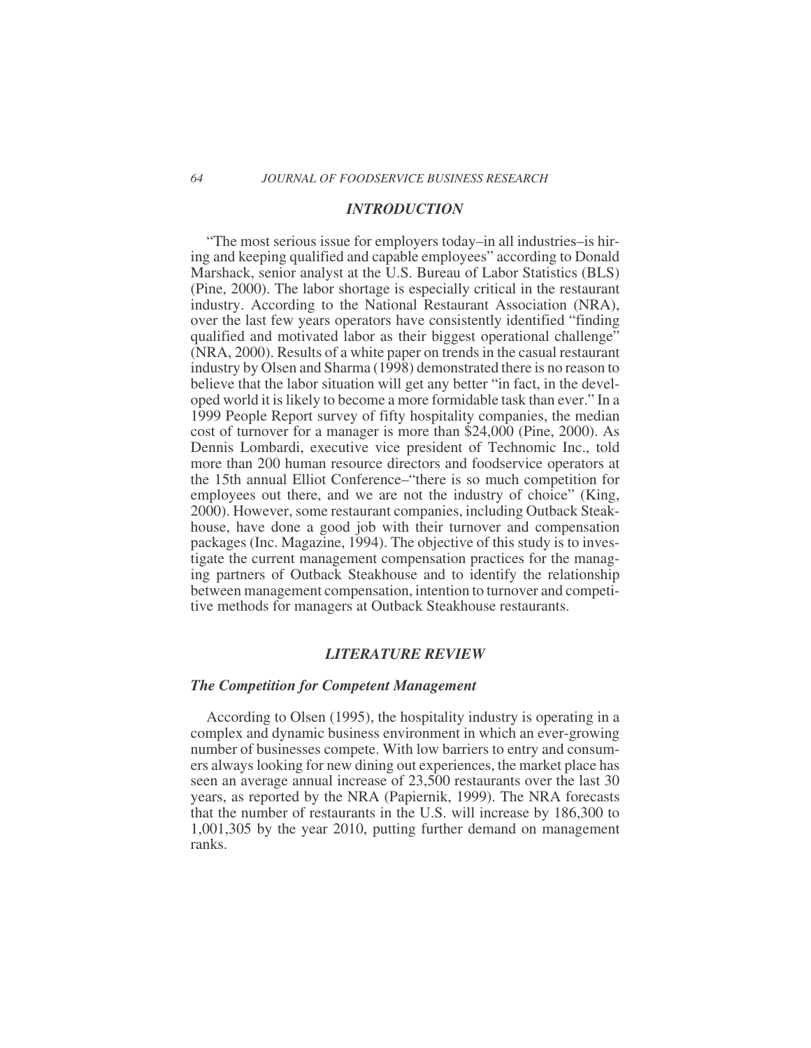## *INTRODUCTION*

"The most serious issue for employers today–in all industries–is hiring and keeping qualified and capable employees" according to Donald Marshack, senior analyst at the U.S. Bureau of Labor Statistics (BLS) (Pine, 2000). The labor shortage is especially critical in the restaurant industry. According to the National Restaurant Association (NRA), over the last few years operators have consistently identified "finding qualified and motivated labor as their biggest operational challenge" (NRA, 2000). Results of a white paper on trends in the casual restaurant industry by Olsen and Sharma (1998) demonstrated there is no reason to believe that the labor situation will get any better "in fact, in the developed world it is likely to become a more formidable task than ever." In a 1999 People Report survey of fifty hospitality companies, the median cost of turnover for a manager is more than $24,000 (Pine, 2000). As Dennis Lombardi, executive vice president of Technomic Inc., told more than 200 human resource directors and foodservice operators at the 15th annual Elliot Conference–"there is so much competition for employees out there, and we are not the industry of choice" (King, 2000). However, some restaurant companies, including Outback Steakhouse, have done a good job with their turnover and compensation packages (Inc. Magazine, 1994). The objective of this study is to investigate the current management compensation practices for the managing partners of Outback Steakhouse and to identify the relationship between management compensation, intention to turnover and competitive methods for managers at Outback Steakhouse restaurants.

## *LITERATURE REVIEW*

### *The Competition for Competent Management*

According to Olsen (1995), the hospitality industry is operating in a complex and dynamic business environment in which an ever-growing number of businesses compete. With low barriers to entry and consumers always looking for new dining out experiences, the market place has seen an average annual increase of 23,500 restaurants over the last 30 years, as reported by the NRA (Papiernik, 1999). The NRA forecasts that the number of restaurants in the U.S. will increase by 186,300 to 1,001,305 by the year 2010, putting further demand on management ranks.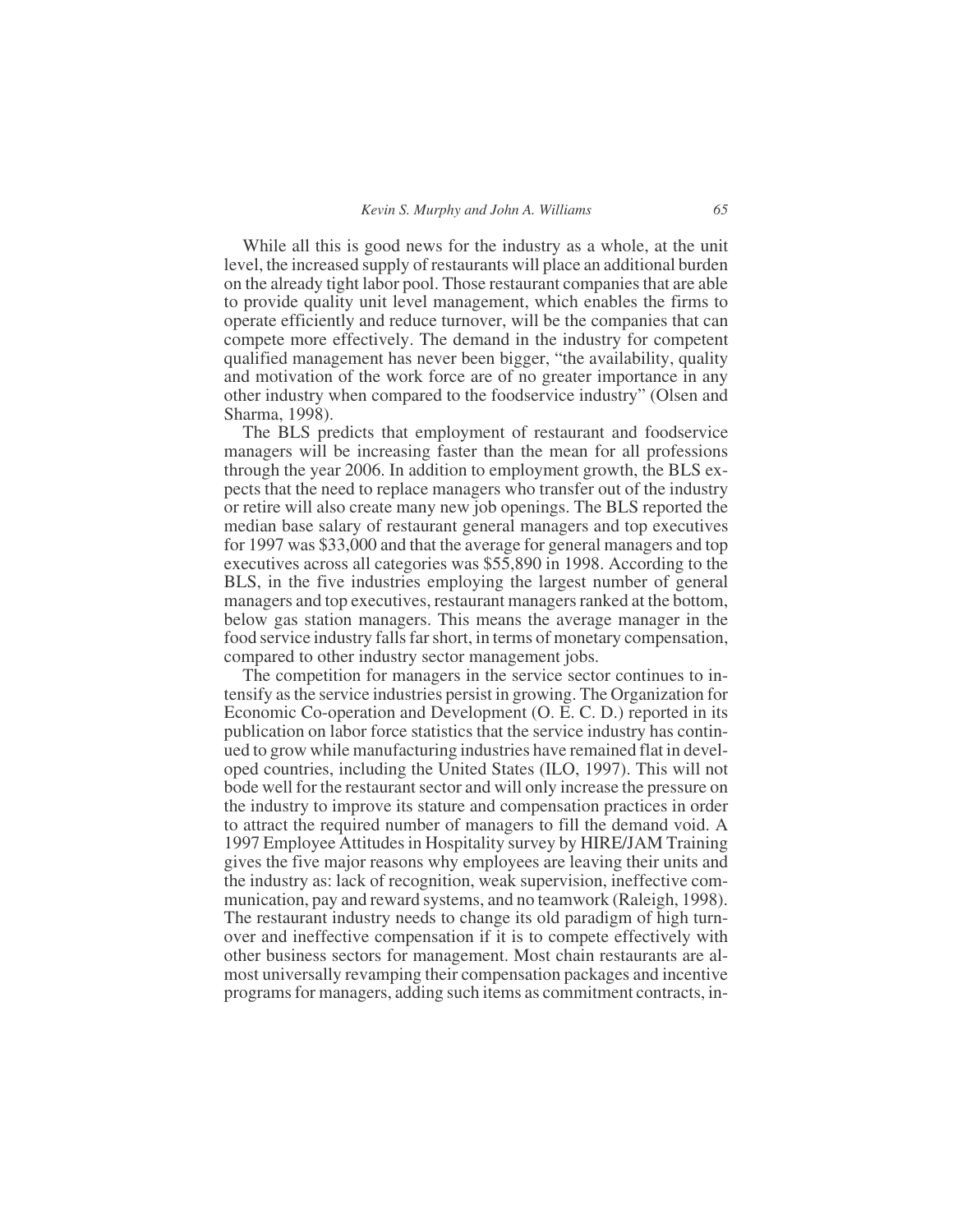While all this is good news for the industry as a whole, at the unit level, the increased supply of restaurants will place an additional burden on the already tight labor pool. Those restaurant companies that are able to provide quality unit level management, which enables the firms to operate efficiently and reduce turnover, will be the companies that can compete more effectively. The demand in the industry for competent qualified management has never been bigger, "the availability, quality and motivation of the work force are of no greater importance in any other industry when compared to the foodservice industry" (Olsen and Sharma, 1998).

The BLS predicts that employment of restaurant and foodservice managers will be increasing faster than the mean for all professions through the year 2006. In addition to employment growth, the BLS expects that the need to replace managers who transfer out of the industry or retire will also create many new job openings. The BLS reported the median base salary of restaurant general managers and top executives for 1997 was $33,000 and that the average for general managers and top executives across all categories was $55,890 in 1998. According to the BLS, in the five industries employing the largest number of general managers and top executives, restaurant managers ranked at the bottom, below gas station managers. This means the average manager in the food service industry falls far short, in terms of monetary compensation, compared to other industry sector management jobs.

The competition for managers in the service sector continues to intensify as the service industries persist in growing. The Organization for Economic Co-operation and Development (O. E. C. D.) reported in its publication on labor force statistics that the service industry has continued to grow while manufacturing industries have remained flat in developed countries, including the United States (ILO, 1997). This will not bode well for the restaurant sector and will only increase the pressure on the industry to improve its stature and compensation practices in order to attract the required number of managers to fill the demand void. A 1997 Employee Attitudes in Hospitality survey by HIRE/JAM Training gives the five major reasons why employees are leaving their units and the industry as: lack of recognition, weak supervision, ineffective communication, pay and reward systems, and no teamwork (Raleigh, 1998). The restaurant industry needs to change its old paradigm of high turnover and ineffective compensation if it is to compete effectively with other business sectors for management. Most chain restaurants are almost universally revamping their compensation packages and incentive programs for managers, adding such items as commitment contracts, in-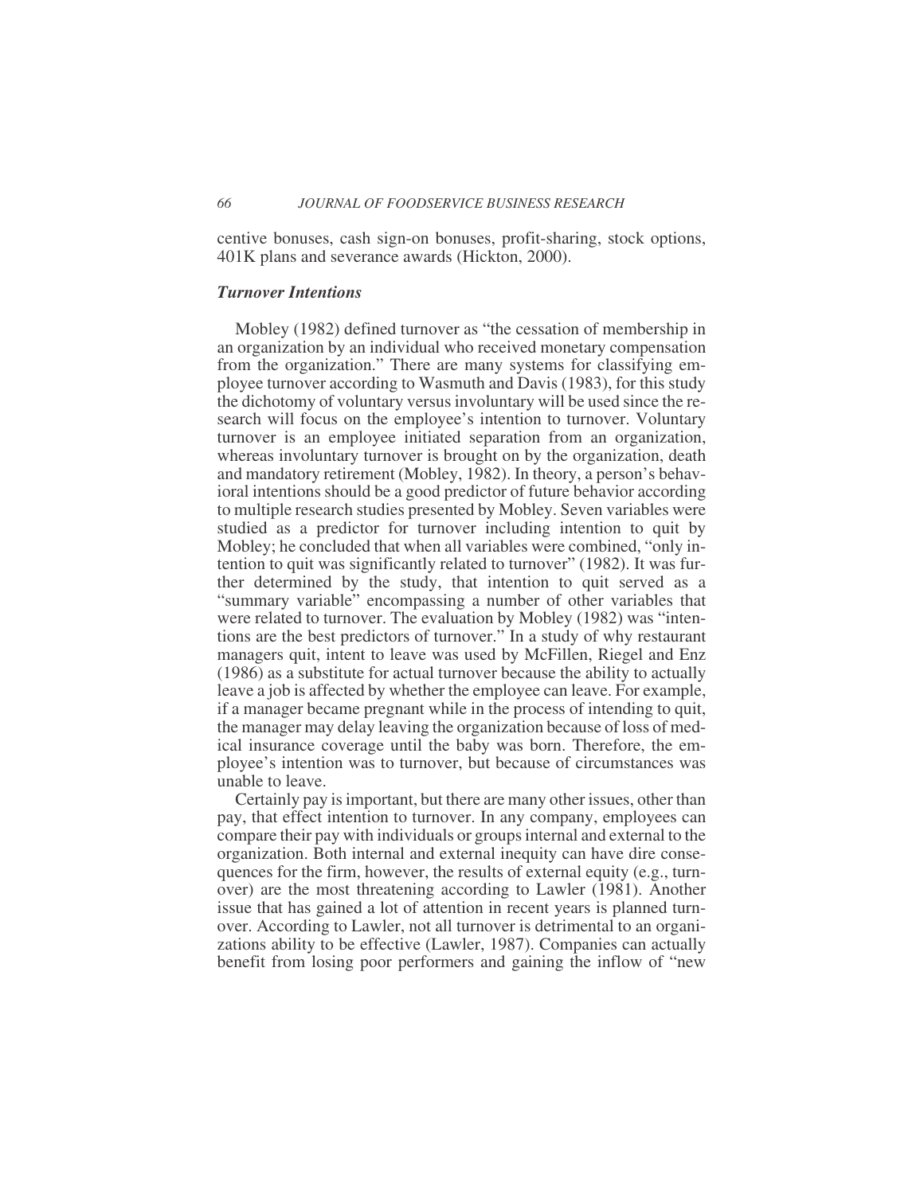centive bonuses, cash sign-on bonuses, profit-sharing, stock options, 401K plans and severance awards (Hickton, 2000).

### *Turnover Intentions*

Mobley (1982) defined turnover as "the cessation of membership in an organization by an individual who received monetary compensation from the organization." There are many systems for classifying employee turnover according to Wasmuth and Davis (1983), for this study the dichotomy of voluntary versus involuntary will be used since the research will focus on the employee's intention to turnover. Voluntary turnover is an employee initiated separation from an organization, whereas involuntary turnover is brought on by the organization, death and mandatory retirement (Mobley, 1982). In theory, a person's behavioral intentions should be a good predictor of future behavior according to multiple research studies presented by Mobley. Seven variables were studied as a predictor for turnover including intention to quit by Mobley; he concluded that when all variables were combined, "only intention to quit was significantly related to turnover" (1982). It was further determined by the study, that intention to quit served as a "summary variable" encompassing a number of other variables that were related to turnover. The evaluation by Mobley (1982) was "intentions are the best predictors of turnover." In a study of why restaurant managers quit, intent to leave was used by McFillen, Riegel and Enz (1986) as a substitute for actual turnover because the ability to actually leave a job is affected by whether the employee can leave. For example, if a manager became pregnant while in the process of intending to quit, the manager may delay leaving the organization because of loss of medical insurance coverage until the baby was born. Therefore, the employee's intention was to turnover, but because of circumstances was unable to leave.

Certainly pay is important, but there are many other issues, other than pay, that effect intention to turnover. In any company, employees can compare their pay with individuals or groups internal and external to the organization. Both internal and external inequity can have dire consequences for the firm, however, the results of external equity (e.g., turnover) are the most threatening according to Lawler (1981). Another issue that has gained a lot of attention in recent years is planned turnover. According to Lawler, not all turnover is detrimental to an organizations ability to be effective (Lawler, 1987). Companies can actually benefit from losing poor performers and gaining the inflow of "new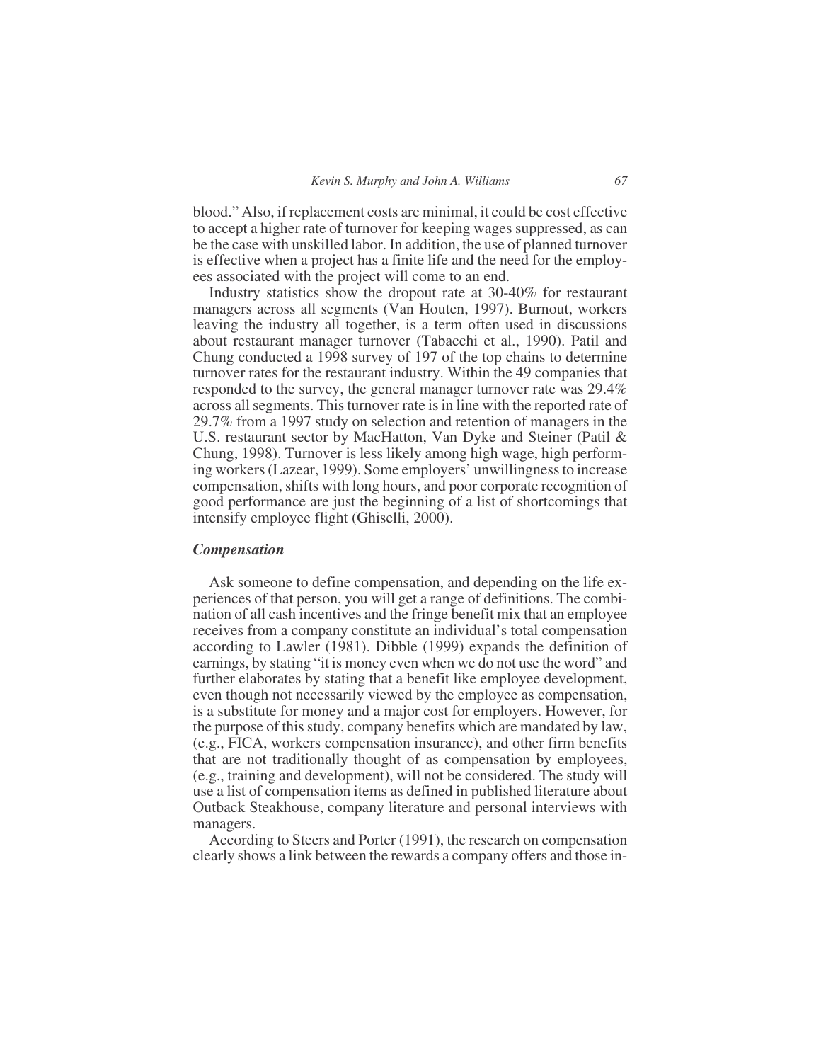blood." Also, if replacement costs are minimal, it could be cost effective to accept a higher rate of turnover for keeping wages suppressed, as can be the case with unskilled labor. In addition, the use of planned turnover is effective when a project has a finite life and the need for the employees associated with the project will come to an end.

Industry statistics show the dropout rate at 30-40% for restaurant managers across all segments (Van Houten, 1997). Burnout, workers leaving the industry all together, is a term often used in discussions about restaurant manager turnover (Tabacchi et al., 1990). Patil and Chung conducted a 1998 survey of 197 of the top chains to determine turnover rates for the restaurant industry. Within the 49 companies that responded to the survey, the general manager turnover rate was 29.4% across all segments. This turnover rate is in line with the reported rate of 29.7% from a 1997 study on selection and retention of managers in the U.S. restaurant sector by MacHatton, Van Dyke and Steiner (Patil & Chung, 1998). Turnover is less likely among high wage, high performing workers (Lazear, 1999). Some employers' unwillingness to increase compensation, shifts with long hours, and poor corporate recognition of good performance are just the beginning of a list of shortcomings that intensify employee flight (Ghiselli, 2000).

### *Compensation*

Ask someone to define compensation, and depending on the life experiences of that person, you will get a range of definitions. The combination of all cash incentives and the fringe benefit mix that an employee receives from a company constitute an individual's total compensation according to Lawler (1981). Dibble (1999) expands the definition of earnings, by stating "it is money even when we do not use the word" and further elaborates by stating that a benefit like employee development, even though not necessarily viewed by the employee as compensation, is a substitute for money and a major cost for employers. However, for the purpose of this study, company benefits which are mandated by law, (e.g., FICA, workers compensation insurance), and other firm benefits that are not traditionally thought of as compensation by employees, (e.g., training and development), will not be considered. The study will use a list of compensation items as defined in published literature about Outback Steakhouse, company literature and personal interviews with managers.

According to Steers and Porter (1991), the research on compensation clearly shows a link between the rewards a company offers and those in-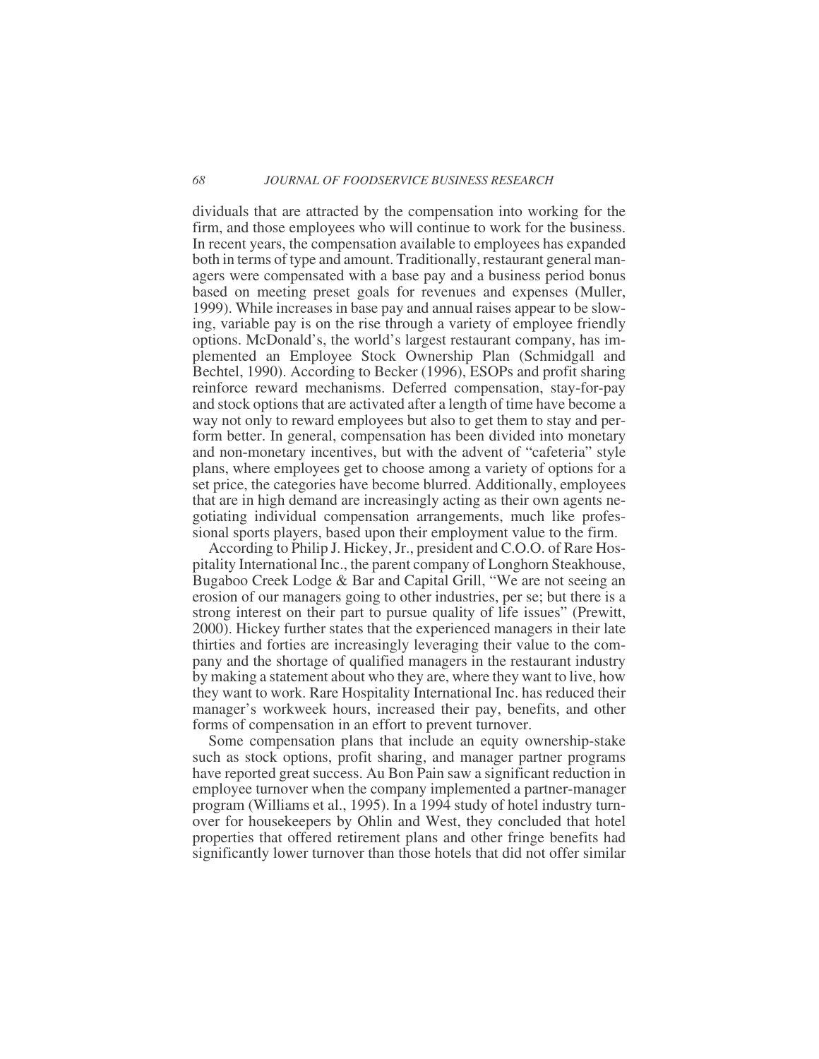dividuals that are attracted by the compensation into working for the firm, and those employees who will continue to work for the business. In recent years, the compensation available to employees has expanded both in terms of type and amount. Traditionally, restaurant general managers were compensated with a base pay and a business period bonus based on meeting preset goals for revenues and expenses (Muller, 1999). While increases in base pay and annual raises appear to be slowing, variable pay is on the rise through a variety of employee friendly options. McDonald's, the world's largest restaurant company, has implemented an Employee Stock Ownership Plan (Schmidgall and Bechtel, 1990). According to Becker (1996), ESOPs and profit sharing reinforce reward mechanisms. Deferred compensation, stay-for-pay and stock options that are activated after a length of time have become a way not only to reward employees but also to get them to stay and perform better. In general, compensation has been divided into monetary and non-monetary incentives, but with the advent of "cafeteria" style plans, where employees get to choose among a variety of options for a set price, the categories have become blurred. Additionally, employees that are in high demand are increasingly acting as their own agents negotiating individual compensation arrangements, much like professional sports players, based upon their employment value to the firm.

According to Philip J. Hickey, Jr., president and C.O.O. of Rare Hospitality International Inc., the parent company of Longhorn Steakhouse, Bugaboo Creek Lodge & Bar and Capital Grill, "We are not seeing an erosion of our managers going to other industries, per se; but there is a strong interest on their part to pursue quality of life issues" (Prewitt, 2000). Hickey further states that the experienced managers in their late thirties and forties are increasingly leveraging their value to the company and the shortage of qualified managers in the restaurant industry by making a statement about who they are, where they want to live, how they want to work. Rare Hospitality International Inc. has reduced their manager's workweek hours, increased their pay, benefits, and other forms of compensation in an effort to prevent turnover.

Some compensation plans that include an equity ownership-stake such as stock options, profit sharing, and manager partner programs have reported great success. Au Bon Pain saw a significant reduction in employee turnover when the company implemented a partner-manager program (Williams et al., 1995). In a 1994 study of hotel industry turnover for housekeepers by Ohlin and West, they concluded that hotel properties that offered retirement plans and other fringe benefits had significantly lower turnover than those hotels that did not offer similar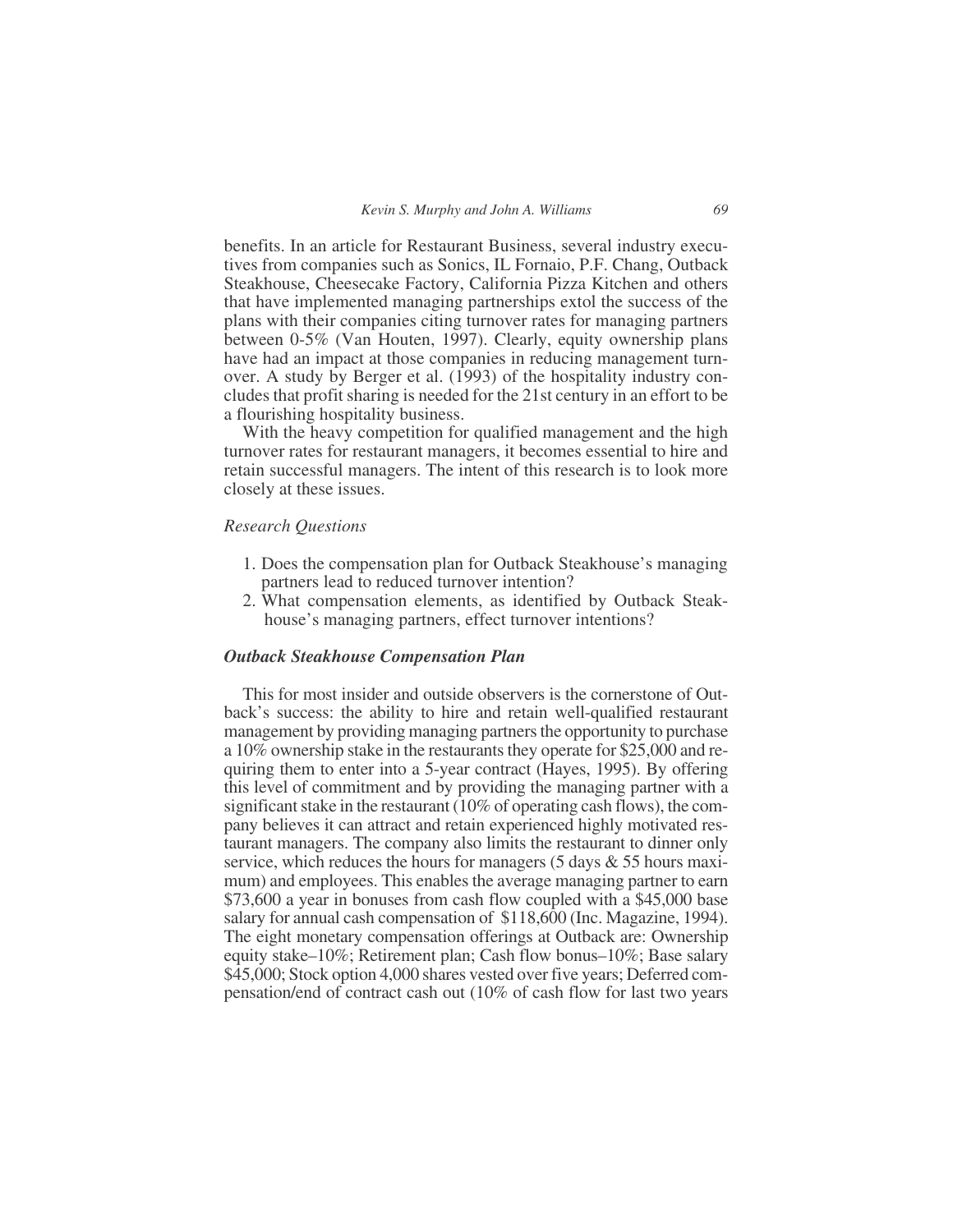benefits. In an article for Restaurant Business, several industry executives from companies such as Sonics, IL Fornaio, P.F. Chang, Outback Steakhouse, Cheesecake Factory, California Pizza Kitchen and others that have implemented managing partnerships extol the success of the plans with their companies citing turnover rates for managing partners between 0-5% (Van Houten, 1997). Clearly, equity ownership plans have had an impact at those companies in reducing management turnover. A study by Berger et al. (1993) of the hospitality industry concludes that profit sharing is needed for the 21st century in an effort to be a flourishing hospitality business.

With the heavy competition for qualified management and the high turnover rates for restaurant managers, it becomes essential to hire and retain successful managers. The intent of this research is to look more closely at these issues.

*Research Questions*

1. Does the compensation plan for Outback Steakhouse's managing partners lead to reduced turnover intention?
2. What compensation elements, as identified by Outback Steakhouse's managing partners, effect turnover intentions?

### *Outback Steakhouse Compensation Plan*

This for most insider and outside observers is the cornerstone of Outback's success: the ability to hire and retain well-qualified restaurant management by providing managing partners the opportunity to purchase a 10% ownership stake in the restaurants they operate for $25,000 and requiring them to enter into a 5-year contract (Hayes, 1995). By offering this level of commitment and by providing the managing partner with a significant stake in the restaurant (10% of operating cash flows), the company believes it can attract and retain experienced highly motivated restaurant managers. The company also limits the restaurant to dinner only service, which reduces the hours for managers (5 days & 55 hours maximum) and employees. This enables the average managing partner to earn $73,600 a year in bonuses from cash flow coupled with a $45,000 base salary for annual cash compensation of $118,600 (Inc. Magazine, 1994). The eight monetary compensation offerings at Outback are: Ownership equity stake–10%; Retirement plan; Cash flow bonus–10%; Base salary $45,000; Stock option 4,000 shares vested over five years; Deferred compensation/end of contract cash out (10% of cash flow for last two years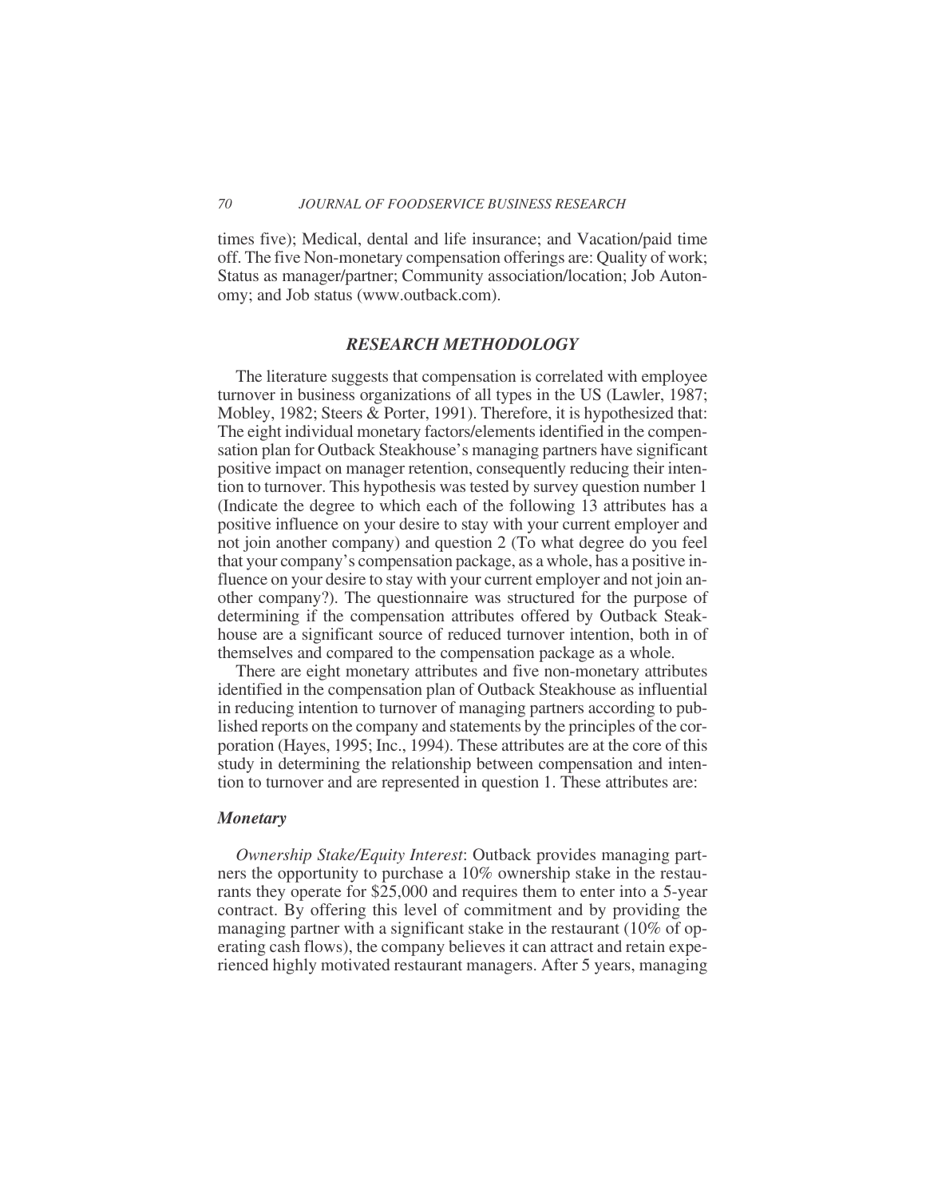times five); Medical, dental and life insurance; and Vacation/paid time off. The five Non-monetary compensation offerings are: Quality of work; Status as manager/partner; Community association/location; Job Autonomy; and Job status (www.outback.com).

## *RESEARCH METHODOLOGY*

The literature suggests that compensation is correlated with employee turnover in business organizations of all types in the US (Lawler, 1987; Mobley, 1982; Steers & Porter, 1991). Therefore, it is hypothesized that: The eight individual monetary factors/elements identified in the compensation plan for Outback Steakhouse's managing partners have significant positive impact on manager retention, consequently reducing their intention to turnover. This hypothesis was tested by survey question number 1 (Indicate the degree to which each of the following 13 attributes has a positive influence on your desire to stay with your current employer and not join another company) and question 2 (To what degree do you feel that your company's compensation package, as a whole, has a positive influence on your desire to stay with your current employer and not join another company?). The questionnaire was structured for the purpose of determining if the compensation attributes offered by Outback Steakhouse are a significant source of reduced turnover intention, both in of themselves and compared to the compensation package as a whole.

There are eight monetary attributes and five non-monetary attributes identified in the compensation plan of Outback Steakhouse as influential in reducing intention to turnover of managing partners according to published reports on the company and statements by the principles of the corporation (Hayes, 1995; Inc., 1994). These attributes are at the core of this study in determining the relationship between compensation and intention to turnover and are represented in question 1. These attributes are:

### *Monetary*

*Ownership Stake/Equity Interest*: Outback provides managing partners the opportunity to purchase a 10% ownership stake in the restaurants they operate for $25,000 and requires them to enter into a 5-year contract. By offering this level of commitment and by providing the managing partner with a significant stake in the restaurant (10% of operating cash flows), the company believes it can attract and retain experienced highly motivated restaurant managers. After 5 years, managing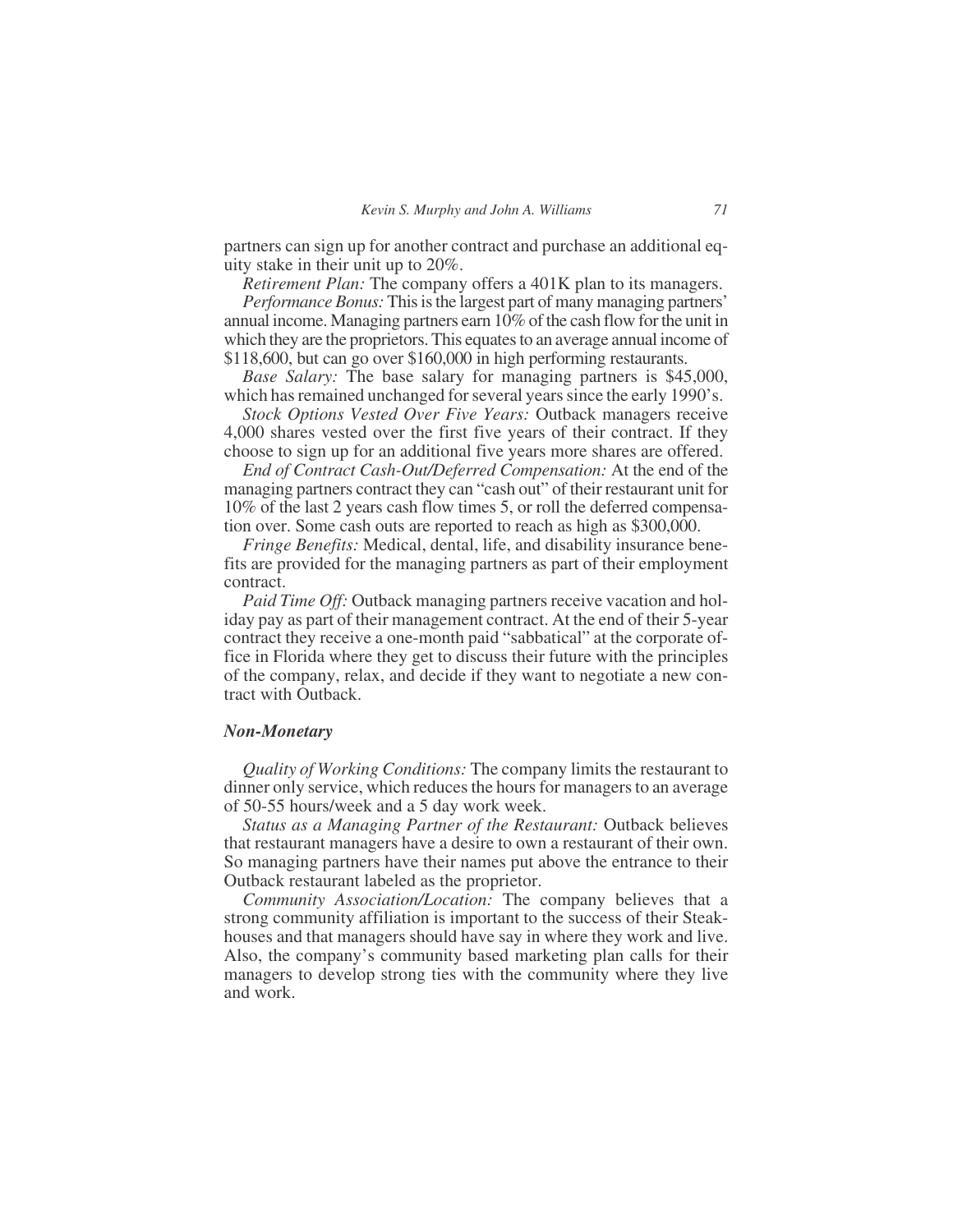partners can sign up for another contract and purchase an additional equity stake in their unit up to 20%.

*Retirement Plan:* The company offers a 401K plan to its managers.

*Performance Bonus:* This is the largest part of many managing partners' annual income. Managing partners earn 10% of the cash flow for the unit in which they are the proprietors. This equates to an average annual income of \$118,600, but can go over \$160,000 in high performing restaurants.

*Base Salary:* The base salary for managing partners is \$45,000, which has remained unchanged for several years since the early 1990's.

*Stock Options Vested Over Five Years:* Outback managers receive 4,000 shares vested over the first five years of their contract. If they choose to sign up for an additional five years more shares are offered.

*End of Contract Cash-Out/Deferred Compensation:* At the end of the managing partners contract they can "cash out" of their restaurant unit for 10% of the last 2 years cash flow times 5, or roll the deferred compensation over. Some cash outs are reported to reach as high as \$300,000.

*Fringe Benefits:* Medical, dental, life, and disability insurance benefits are provided for the managing partners as part of their employment contract.

*Paid Time Off:* Outback managing partners receive vacation and holiday pay as part of their management contract. At the end of their 5-year contract they receive a one-month paid "sabbatical" at the corporate office in Florida where they get to discuss their future with the principles of the company, relax, and decide if they want to negotiate a new contract with Outback.

### *Non-Monetary*

*Quality of Working Conditions:* The company limits the restaurant to dinner only service, which reduces the hours for managers to an average of 50-55 hours/week and a 5 day work week.

*Status as a Managing Partner of the Restaurant:* Outback believes that restaurant managers have a desire to own a restaurant of their own. So managing partners have their names put above the entrance to their Outback restaurant labeled as the proprietor.

*Community Association/Location:* The company believes that a strong community affiliation is important to the success of their Steakhouses and that managers should have say in where they work and live. Also, the company's community based marketing plan calls for their managers to develop strong ties with the community where they live and work.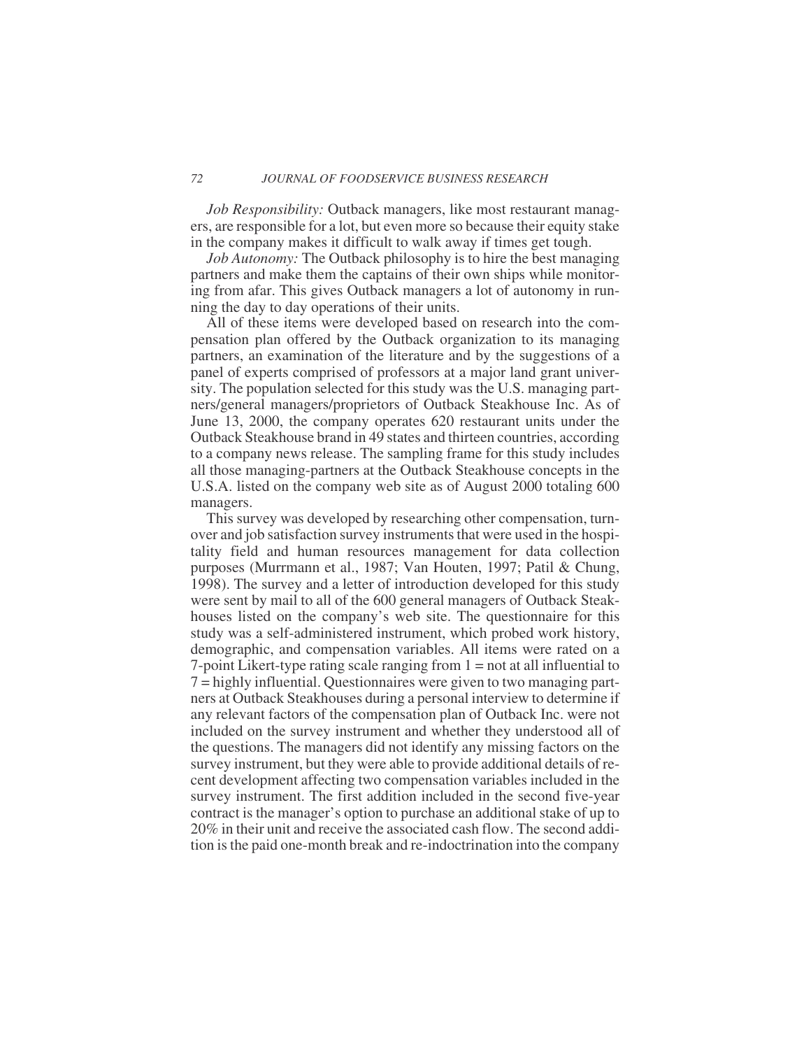*Job Responsibility:* Outback managers, like most restaurant managers, are responsible for a lot, but even more so because their equity stake in the company makes it difficult to walk away if times get tough.

*Job Autonomy:* The Outback philosophy is to hire the best managing partners and make them the captains of their own ships while monitoring from afar. This gives Outback managers a lot of autonomy in running the day to day operations of their units.

All of these items were developed based on research into the compensation plan offered by the Outback organization to its managing partners, an examination of the literature and by the suggestions of a panel of experts comprised of professors at a major land grant university. The population selected for this study was the U.S. managing partners/general managers/proprietors of Outback Steakhouse Inc. As of June 13, 2000, the company operates 620 restaurant units under the Outback Steakhouse brand in 49 states and thirteen countries, according to a company news release. The sampling frame for this study includes all those managing-partners at the Outback Steakhouse concepts in the U.S.A. listed on the company web site as of August 2000 totaling 600 managers.

This survey was developed by researching other compensation, turnover and job satisfaction survey instruments that were used in the hospitality field and human resources management for data collection purposes (Murrmann et al., 1987; Van Houten, 1997; Patil & Chung, 1998). The survey and a letter of introduction developed for this study were sent by mail to all of the 600 general managers of Outback Steakhouses listed on the company's web site. The questionnaire for this study was a self-administered instrument, which probed work history, demographic, and compensation variables. All items were rated on a 7-point Likert-type rating scale ranging from 1 = not at all influential to 7 = highly influential. Questionnaires were given to two managing partners at Outback Steakhouses during a personal interview to determine if any relevant factors of the compensation plan of Outback Inc. were not included on the survey instrument and whether they understood all of the questions. The managers did not identify any missing factors on the survey instrument, but they were able to provide additional details of recent development affecting two compensation variables included in the survey instrument. The first addition included in the second five-year contract is the manager's option to purchase an additional stake of up to 20% in their unit and receive the associated cash flow. The second addition is the paid one-month break and re-indoctrination into the company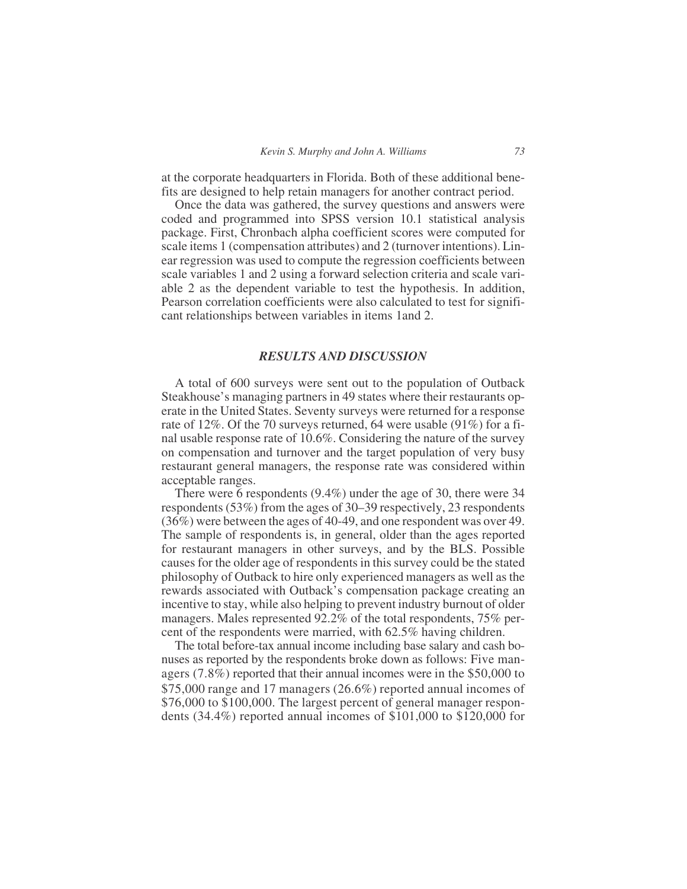at the corporate headquarters in Florida. Both of these additional benefits are designed to help retain managers for another contract period.

Once the data was gathered, the survey questions and answers were coded and programmed into SPSS version 10.1 statistical analysis package. First, Chronbach alpha coefficient scores were computed for scale items 1 (compensation attributes) and 2 (turnover intentions). Linear regression was used to compute the regression coefficients between scale variables 1 and 2 using a forward selection criteria and scale variable 2 as the dependent variable to test the hypothesis. In addition, Pearson correlation coefficients were also calculated to test for significant relationships between variables in items 1and 2.

## *RESULTS AND DISCUSSION*

A total of 600 surveys were sent out to the population of Outback Steakhouse's managing partners in 49 states where their restaurants operate in the United States. Seventy surveys were returned for a response rate of 12%. Of the 70 surveys returned, 64 were usable (91%) for a final usable response rate of 10.6%. Considering the nature of the survey on compensation and turnover and the target population of very busy restaurant general managers, the response rate was considered within acceptable ranges.

There were 6 respondents (9.4%) under the age of 30, there were 34 respondents (53%) from the ages of 30–39 respectively, 23 respondents (36%) were between the ages of 40-49, and one respondent was over 49. The sample of respondents is, in general, older than the ages reported for restaurant managers in other surveys, and by the BLS. Possible causes for the older age of respondents in this survey could be the stated philosophy of Outback to hire only experienced managers as well as the rewards associated with Outback's compensation package creating an incentive to stay, while also helping to prevent industry burnout of older managers. Males represented 92.2% of the total respondents, 75% percent of the respondents were married, with 62.5% having children.

The total before-tax annual income including base salary and cash bonuses as reported by the respondents broke down as follows: Five managers (7.8%) reported that their annual incomes were in the $50,000 to $75,000 range and 17 managers (26.6%) reported annual incomes of $76,000 to $100,000. The largest percent of general manager respondents (34.4%) reported annual incomes of $101,000 to $120,000 for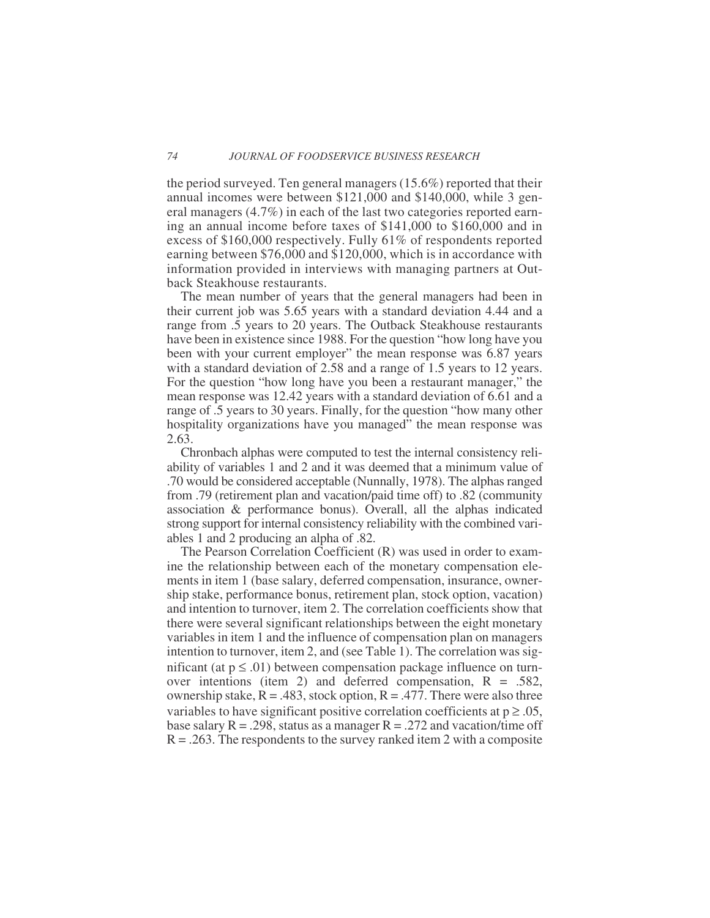the period surveyed. Ten general managers (15.6%) reported that their annual incomes were between $121,000 and $140,000, while 3 general managers (4.7%) in each of the last two categories reported earning an annual income before taxes of $141,000 to $160,000 and in excess of $160,000 respectively. Fully 61% of respondents reported earning between $76,000 and $120,000, which is in accordance with information provided in interviews with managing partners at Outback Steakhouse restaurants.

The mean number of years that the general managers had been in their current job was 5.65 years with a standard deviation 4.44 and a range from .5 years to 20 years. The Outback Steakhouse restaurants have been in existence since 1988. For the question "how long have you been with your current employer" the mean response was 6.87 years with a standard deviation of 2.58 and a range of 1.5 years to 12 years. For the question "how long have you been a restaurant manager," the mean response was 12.42 years with a standard deviation of 6.61 and a range of .5 years to 30 years. Finally, for the question "how many other hospitality organizations have you managed" the mean response was 2.63.

Chronbach alphas were computed to test the internal consistency reliability of variables 1 and 2 and it was deemed that a minimum value of .70 would be considered acceptable (Nunnally, 1978). The alphas ranged from .79 (retirement plan and vacation/paid time off) to .82 (community association & performance bonus). Overall, all the alphas indicated strong support for internal consistency reliability with the combined variables 1 and 2 producing an alpha of .82.

The Pearson Correlation Coefficient (R) was used in order to examine the relationship between each of the monetary compensation elements in item 1 (base salary, deferred compensation, insurance, ownership stake, performance bonus, retirement plan, stock option, vacation) and intention to turnover, item 2. The correlation coefficients show that there were several significant relationships between the eight monetary variables in item 1 and the influence of compensation plan on managers intention to turnover, item 2, and (see Table 1). The correlation was significant (at $p \leq .01$) between compensation package influence on turnover intentions (item 2) and deferred compensation, $R = .582$, ownership stake, $R = .483$, stock option, $R = .477$. There were also three variables to have significant positive correlation coefficients at $p \geq .05$, base salary $R = .298$, status as a manager $R = .272$ and vacation/time off $R = .263$. The respondents to the survey ranked item 2 with a composite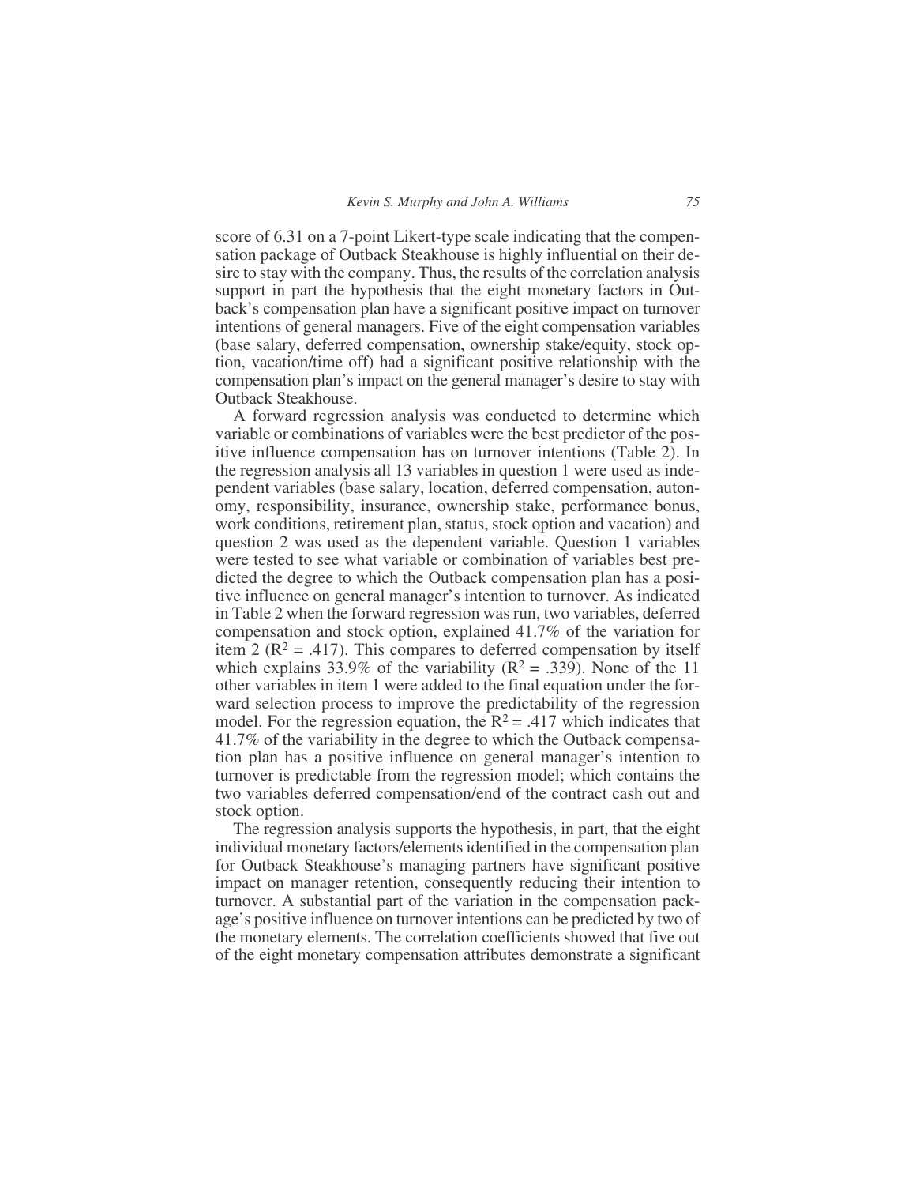score of 6.31 on a 7-point Likert-type scale indicating that the compensation package of Outback Steakhouse is highly influential on their desire to stay with the company. Thus, the results of the correlation analysis support in part the hypothesis that the eight monetary factors in Outback's compensation plan have a significant positive impact on turnover intentions of general managers. Five of the eight compensation variables (base salary, deferred compensation, ownership stake/equity, stock option, vacation/time off) had a significant positive relationship with the compensation plan's impact on the general manager's desire to stay with Outback Steakhouse.

A forward regression analysis was conducted to determine which variable or combinations of variables were the best predictor of the positive influence compensation has on turnover intentions (Table 2). In the regression analysis all 13 variables in question 1 were used as independent variables (base salary, location, deferred compensation, autonomy, responsibility, insurance, ownership stake, performance bonus, work conditions, retirement plan, status, stock option and vacation) and question 2 was used as the dependent variable. Question 1 variables were tested to see what variable or combination of variables best predicted the degree to which the Outback compensation plan has a positive influence on general manager's intention to turnover. As indicated in Table 2 when the forward regression was run, two variables, deferred compensation and stock option, explained 41.7% of the variation for item 2 ($R^2 = .417$). This compares to deferred compensation by itself which explains 33.9% of the variability ($R^2 = .339$). None of the 11 other variables in item 1 were added to the final equation under the forward selection process to improve the predictability of the regression model. For the regression equation, the $R^2 = .417$ which indicates that 41.7% of the variability in the degree to which the Outback compensation plan has a positive influence on general manager's intention to turnover is predictable from the regression model; which contains the two variables deferred compensation/end of the contract cash out and stock option.

The regression analysis supports the hypothesis, in part, that the eight individual monetary factors/elements identified in the compensation plan for Outback Steakhouse's managing partners have significant positive impact on manager retention, consequently reducing their intention to turnover. A substantial part of the variation in the compensation package's positive influence on turnover intentions can be predicted by two of the monetary elements. The correlation coefficients showed that five out of the eight monetary compensation attributes demonstrate a significant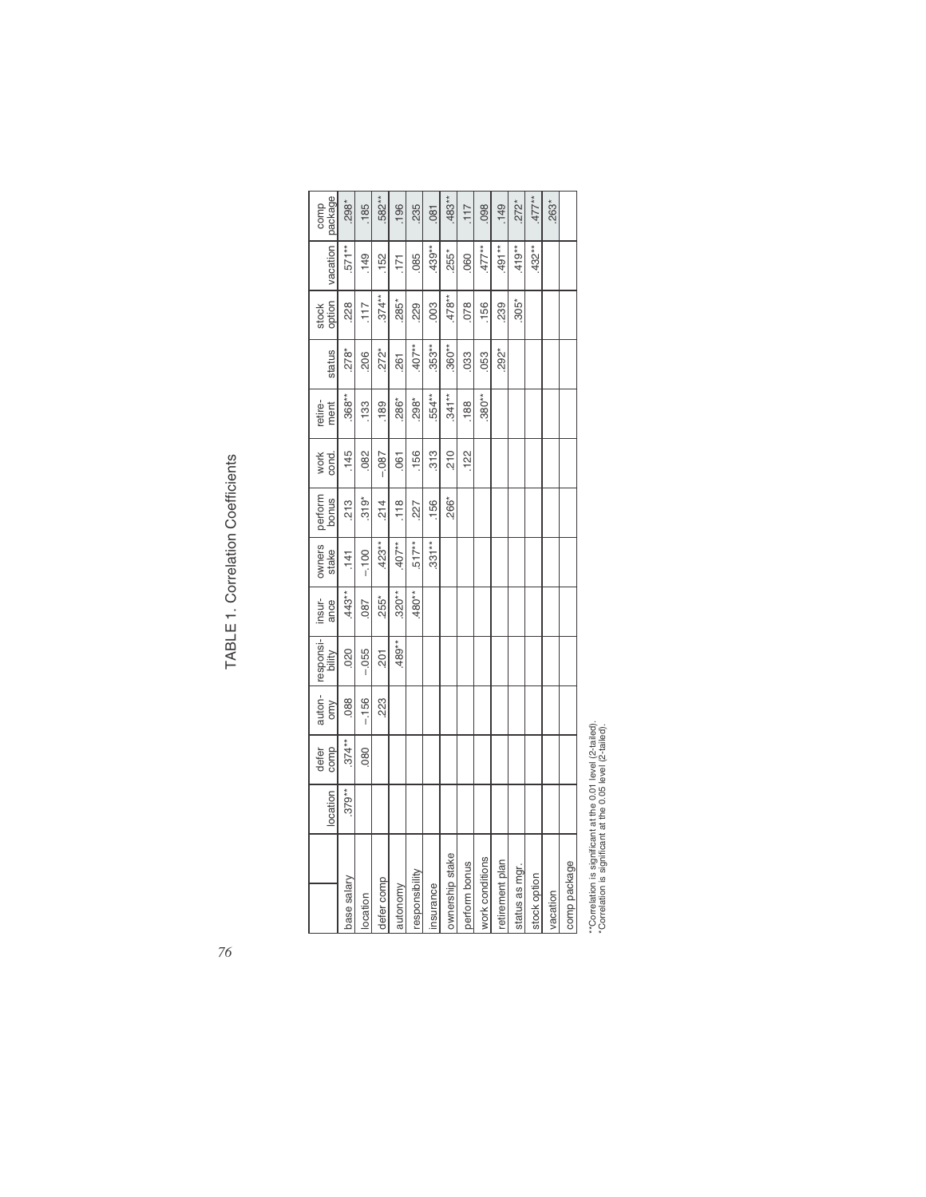# TABLE 1. Correlation Coefficients

| | location | defer comp | auton-omy | responsi-bility | insur-ance | owners stake | perform bonus | work cond. | retire-ment | status | stock option | vacation | comp package |
|---|---|---|---|---|---|---|---|---|---|---|---|---|---|
| base salary | .379** | .374** | .088 | .020 | .443** | .141 | .213 | .145 | .368** | .278* | .228 | .571** | .298* |
| location | | .080 | –.156 | –.055 | .087 | –.100 | .319* | .082 | .133 | .206 | .117 | .149 | .185 |
| defer comp | | | .223 | .201 | .255* | .423** | .214 | –.087 | .189 | .272* | .374** | .152 | .582** |
| autonomy | | | | .489** | .320** | .407** | .118 | .061 | .286* | .261 | .285* | .171 | .196 |
| responsibility | | | | | .480** | .517** | .227 | .156 | .298* | .407** | .229 | .085 | .235 |
| insurance | | | | | | .331** | .156 | .313 | .554** | .353** | .003 | .439** | .081 |
| ownership stake | | | | | | | .266* | .210 | .341** | .360** | .478** | .255* | .483** |
| perform bonus | | | | | | | | .122 | .188 | .033 | .078 | .060 | .117 |
| work conditions | | | | | | | | | .380** | .053 | .156 | .477** | .098 |
| retirement plan | | | | | | | | | | .292* | .239 | .491** | .149 |
| status as mgr. | | | | | | | | | | | .305* | .419** | .272* |
| stock option | | | | | | | | | | | | .432** | .477** |
| vacation | | | | | | | | | | | | | .263* |
| comp package | | | | | | | | | | | | | |

**Correlation is significant at the 0.01 level (2-tailed).
*Correlation is significant at the 0.05 level (2-tailed).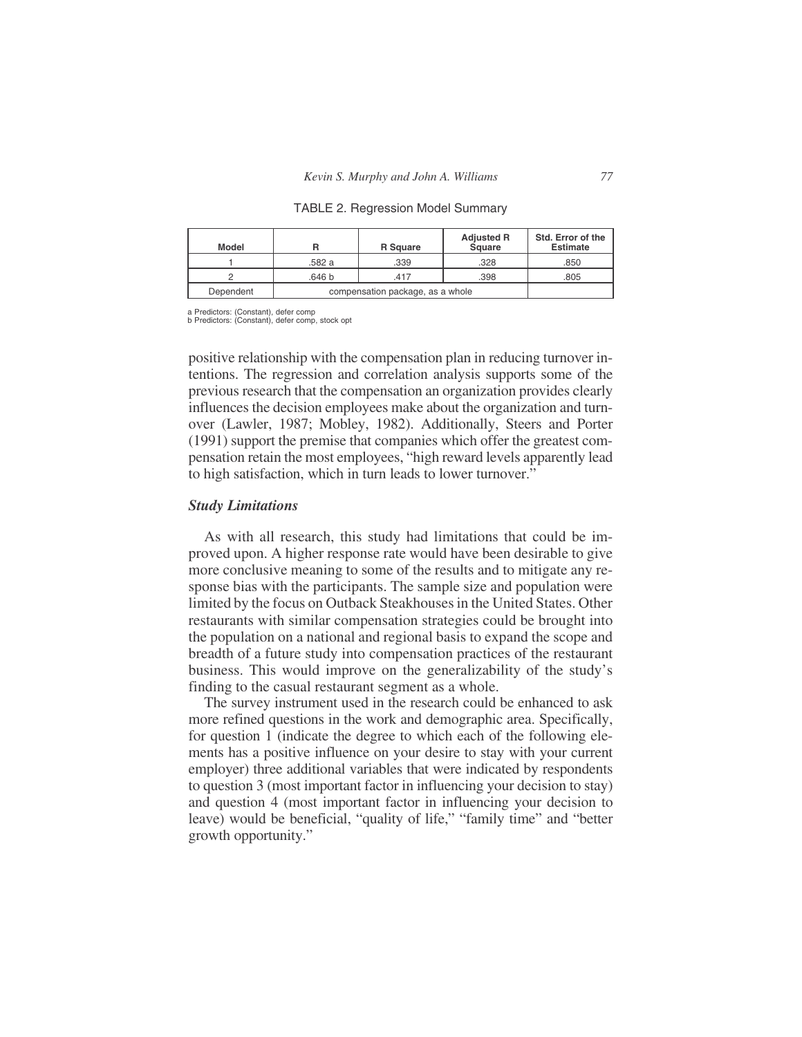TABLE 2. Regression Model Summary

| Model | R | R Square | Adjusted R Square | Std. Error of the Estimate |
|---|---|---|---|---|
| 1 | .582 a | .339 | .328 | .850 |
| 2 | .646 b | .417 | .398 | .805 |
| Dependent | compensation package, as a whole | | | |

a Predictors: (Constant), defer comp
b Predictors: (Constant), defer comp, stock opt

positive relationship with the compensation plan in reducing turnover intentions. The regression and correlation analysis supports some of the previous research that the compensation an organization provides clearly influences the decision employees make about the organization and turnover (Lawler, 1987; Mobley, 1982). Additionally, Steers and Porter (1991) support the premise that companies which offer the greatest compensation retain the most employees, "high reward levels apparently lead to high satisfaction, which in turn leads to lower turnover."

### *Study Limitations*

As with all research, this study had limitations that could be improved upon. A higher response rate would have been desirable to give more conclusive meaning to some of the results and to mitigate any response bias with the participants. The sample size and population were limited by the focus on Outback Steakhouses in the United States. Other restaurants with similar compensation strategies could be brought into the population on a national and regional basis to expand the scope and breadth of a future study into compensation practices of the restaurant business. This would improve on the generalizability of the study's finding to the casual restaurant segment as a whole.

The survey instrument used in the research could be enhanced to ask more refined questions in the work and demographic area. Specifically, for question 1 (indicate the degree to which each of the following elements has a positive influence on your desire to stay with your current employer) three additional variables that were indicated by respondents to question 3 (most important factor in influencing your decision to stay) and question 4 (most important factor in influencing your decision to leave) would be beneficial, "quality of life," "family time" and "better growth opportunity."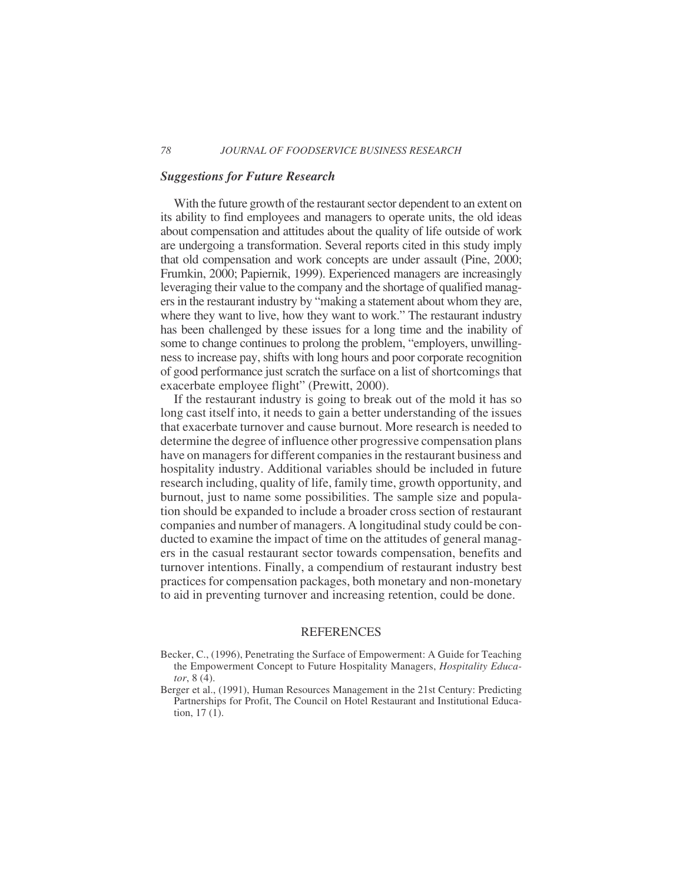### *Suggestions for Future Research*

With the future growth of the restaurant sector dependent to an extent on its ability to find employees and managers to operate units, the old ideas about compensation and attitudes about the quality of life outside of work are undergoing a transformation. Several reports cited in this study imply that old compensation and work concepts are under assault (Pine, 2000; Frumkin, 2000; Papiernik, 1999). Experienced managers are increasingly leveraging their value to the company and the shortage of qualified managers in the restaurant industry by "making a statement about whom they are, where they want to live, how they want to work." The restaurant industry has been challenged by these issues for a long time and the inability of some to change continues to prolong the problem, "employers, unwillingness to increase pay, shifts with long hours and poor corporate recognition of good performance just scratch the surface on a list of shortcomings that exacerbate employee flight" (Prewitt, 2000).

If the restaurant industry is going to break out of the mold it has so long cast itself into, it needs to gain a better understanding of the issues that exacerbate turnover and cause burnout. More research is needed to determine the degree of influence other progressive compensation plans have on managers for different companies in the restaurant business and hospitality industry. Additional variables should be included in future research including, quality of life, family time, growth opportunity, and burnout, just to name some possibilities. The sample size and population should be expanded to include a broader cross section of restaurant companies and number of managers. A longitudinal study could be conducted to examine the impact of time on the attitudes of general managers in the casual restaurant sector towards compensation, benefits and turnover intentions. Finally, a compendium of restaurant industry best practices for compensation packages, both monetary and non-monetary to aid in preventing turnover and increasing retention, could be done.

## REFERENCES

Becker, C., (1996), Penetrating the Surface of Empowerment: A Guide for Teaching the Empowerment Concept to Future Hospitality Managers, *Hospitality Educator*, 8 (4).

Berger et al., (1991), Human Resources Management in the 21st Century: Predicting Partnerships for Profit, The Council on Hotel Restaurant and Institutional Education, 17 (1).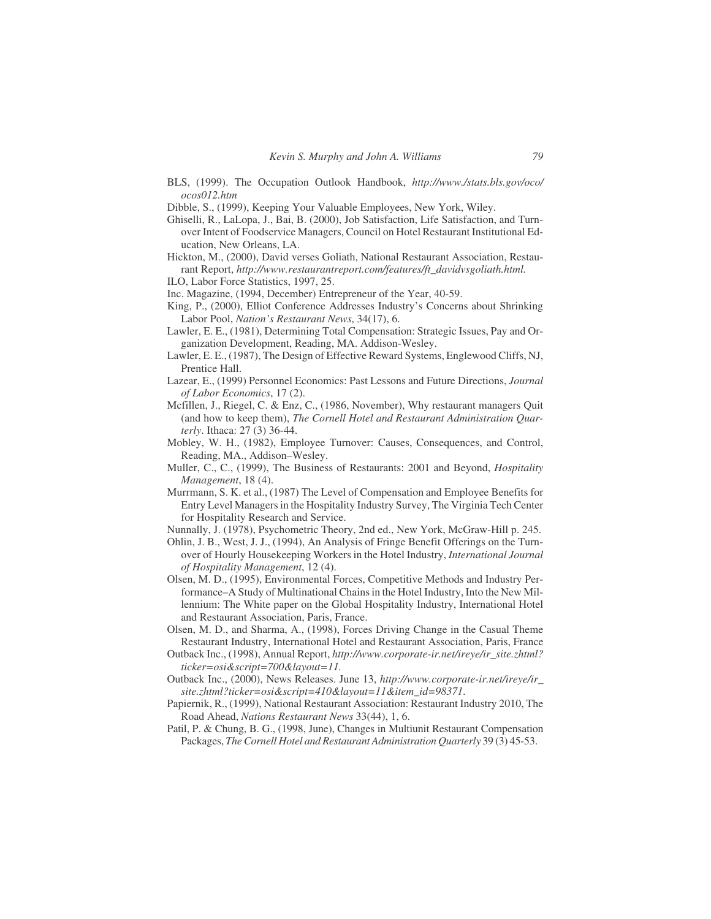BLS, (1999). The Occupation Outlook Handbook, *http://www./stats.bls.gov/oco/ocos012.htm*

Dibble, S., (1999), Keeping Your Valuable Employees, New York, Wiley.

Ghiselli, R., LaLopa, J., Bai, B. (2000), Job Satisfaction, Life Satisfaction, and Turnover Intent of Foodservice Managers, Council on Hotel Restaurant Institutional Education, New Orleans, LA.

Hickton, M., (2000), David verses Goliath, National Restaurant Association, Restaurant Report, *http://www.restaurantreport.com/features/ft_davidvsgoliath.html.*

ILO, Labor Force Statistics, 1997, 25.

Inc. Magazine, (1994, December) Entrepreneur of the Year, 40-59.

King, P., (2000), Elliot Conference Addresses Industry's Concerns about Shrinking Labor Pool, *Nation's Restaurant News*, 34(17), 6.

Lawler, E. E., (1981), Determining Total Compensation: Strategic Issues, Pay and Organization Development, Reading, MA. Addison-Wesley.

Lawler, E. E., (1987), The Design of Effective Reward Systems, Englewood Cliffs, NJ, Prentice Hall.

Lazear, E., (1999) Personnel Economics: Past Lessons and Future Directions, *Journal of Labor Economics*, 17 (2).

Mcfillen, J., Riegel, C. & Enz, C., (1986, November), Why restaurant managers Quit (and how to keep them), *The Cornell Hotel and Restaurant Administration Quarterly*. Ithaca: 27 (3) 36-44.

Mobley, W. H., (1982), Employee Turnover: Causes, Consequences, and Control, Reading, MA., Addison–Wesley.

Muller, C., C., (1999), The Business of Restaurants: 2001 and Beyond, *Hospitality Management*, 18 (4).

Murrmann, S. K. et al., (1987) The Level of Compensation and Employee Benefits for Entry Level Managers in the Hospitality Industry Survey, The Virginia Tech Center for Hospitality Research and Service.

Nunnally, J. (1978), Psychometric Theory, 2nd ed., New York, McGraw-Hill p. 245.

Ohlin, J. B., West, J. J., (1994), An Analysis of Fringe Benefit Offerings on the Turnover of Hourly Housekeeping Workers in the Hotel Industry, *International Journal of Hospitality Management*, 12 (4).

Olsen, M. D., (1995), Environmental Forces, Competitive Methods and Industry Performance–A Study of Multinational Chains in the Hotel Industry, Into the New Millennium: The White paper on the Global Hospitality Industry, International Hotel and Restaurant Association, Paris, France.

Olsen, M. D., and Sharma, A., (1998), Forces Driving Change in the Casual Theme Restaurant Industry, International Hotel and Restaurant Association, Paris, France

Outback Inc., (1998), Annual Report, *http://www.corporate-ir.net/ireye/ir_site.zhtml?ticker=osi&script=700&layout=11.*

Outback Inc., (2000), News Releases. June 13, *http://www.corporate-ir.net/ireye/ir_site.zhtml?ticker=osi&script=410&layout=11&item_id=98371.*

Papiernik, R., (1999), National Restaurant Association: Restaurant Industry 2010, The Road Ahead, *Nations Restaurant News* 33(44), 1, 6.

Patil, P. & Chung, B. G., (1998, June), Changes in Multiunit Restaurant Compensation Packages, *The Cornell Hotel and Restaurant Administration Quarterly* 39 (3) 45-53.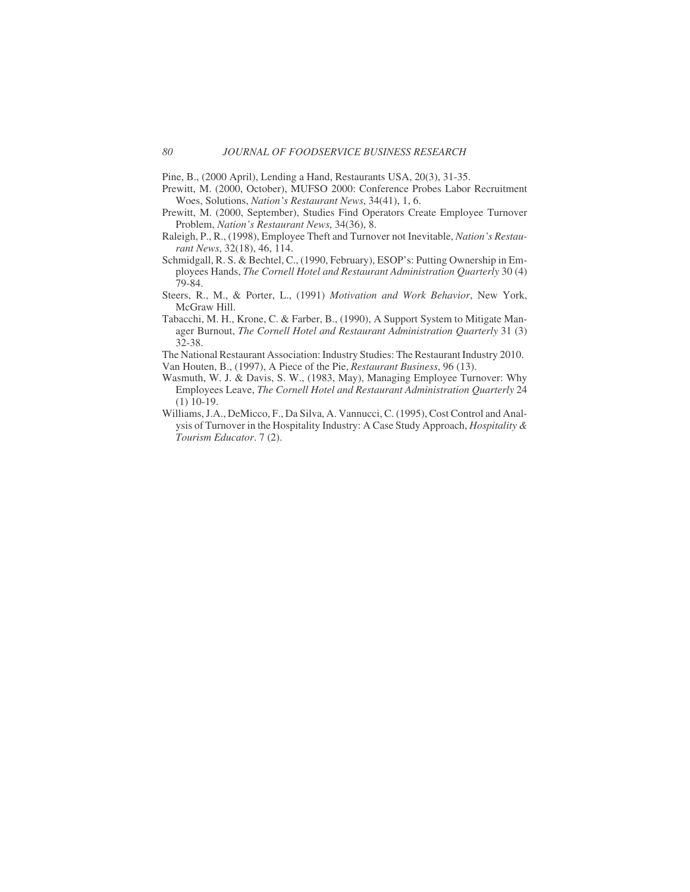Pine, B., (2000 April), Lending a Hand, Restaurants USA, 20(3), 31-35.

Prewitt, M. (2000, October), MUFSO 2000: Conference Probes Labor Recruitment Woes, Solutions, *Nation's Restaurant News*, 34(41), 1, 6.

Prewitt, M. (2000, September), Studies Find Operators Create Employee Turnover Problem, *Nation's Restaurant News*, 34(36), 8.

Raleigh, P., R., (1998), Employee Theft and Turnover not Inevitable, *Nation's Restaurant News*, 32(18), 46, 114.

Schmidgall, R. S. & Bechtel, C., (1990, February), ESOP's: Putting Ownership in Employees Hands, *The Cornell Hotel and Restaurant Administration Quarterly* 30 (4) 79-84.

Steers, R., M., & Porter, L., (1991) *Motivation and Work Behavior*, New York, McGraw Hill.

Tabacchi, M. H., Krone, C. & Farber, B., (1990), A Support System to Mitigate Manager Burnout, *The Cornell Hotel and Restaurant Administration Quarterly* 31 (3) 32-38.

The National Restaurant Association: Industry Studies: The Restaurant Industry 2010.

Van Houten, B., (1997), A Piece of the Pie, *Restaurant Business*, 96 (13).

Wasmuth, W. J. & Davis, S. W., (1983, May), Managing Employee Turnover: Why Employees Leave, *The Cornell Hotel and Restaurant Administration Quarterly* 24 (1) 10-19.

Williams, J.A., DeMicco, F., Da Silva, A. Vannucci, C. (1995), Cost Control and Analysis of Turnover in the Hospitality Industry: A Case Study Approach, *Hospitality & Tourism Educator*. 7 (2).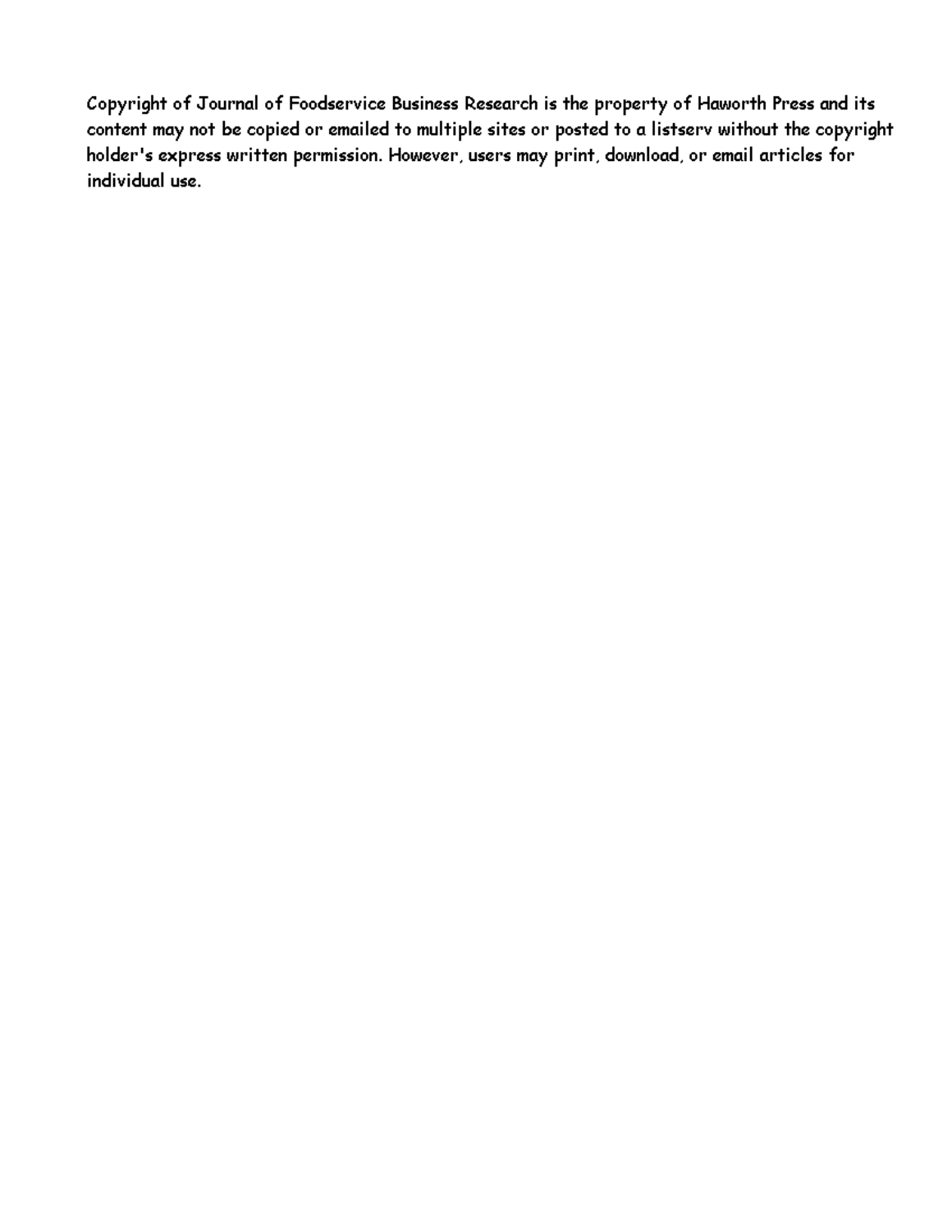Copyright of Journal of Foodservice Business Research is the property of Haworth Press and its content may not be copied or emailed to multiple sites or posted to a listserv without the copyright holder's express written permission. However, users may print, download, or email articles for individual use.